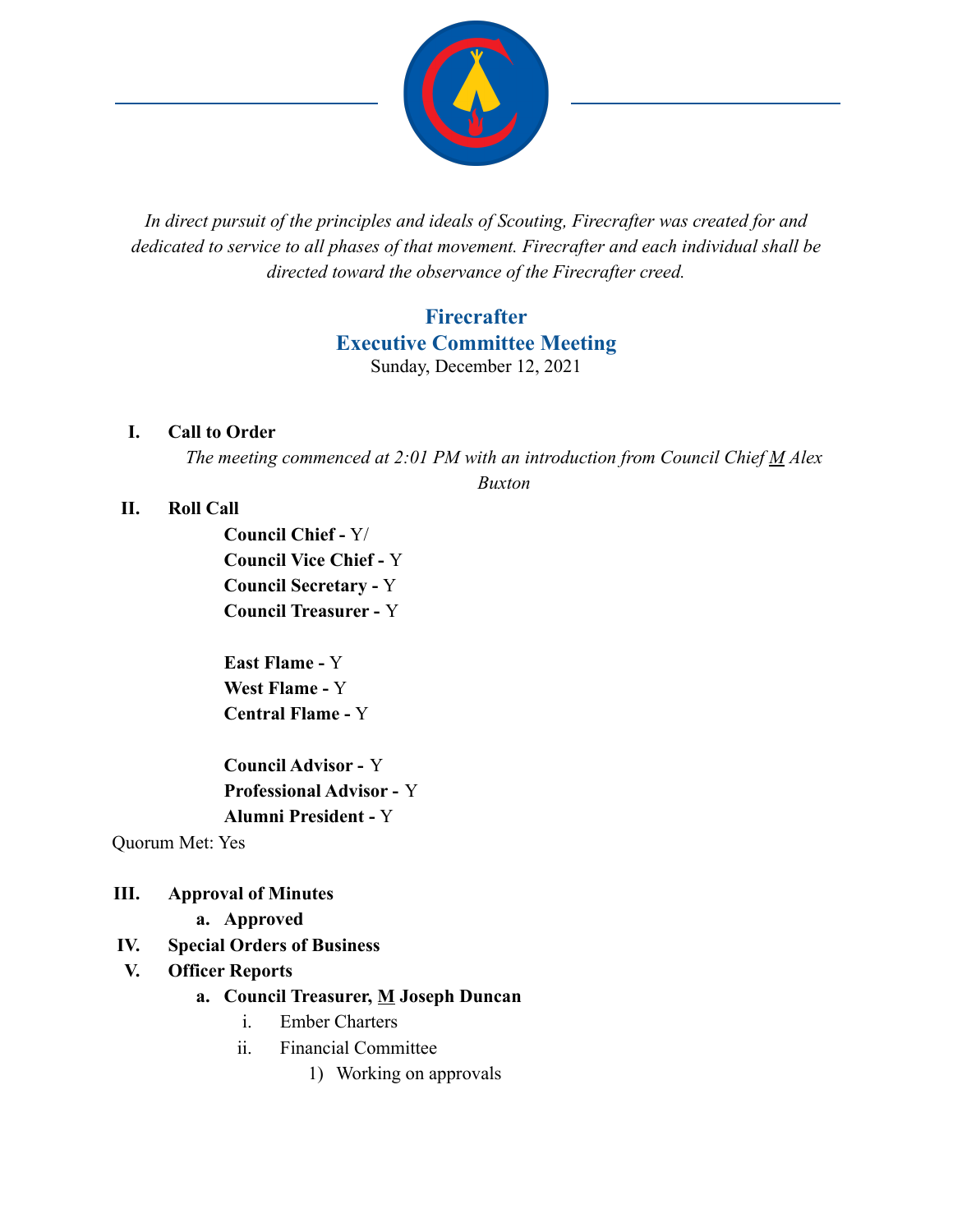*In direct pursuit of the principles and ideals of Scouting, Firecrafter was created for and dedicated to service to all phases of that movement. Firecrafter and each individual shall be directed toward the observance of the Firecrafter creed.*

# Firecrafter
## Executive Committee Meeting
Sunday, December 12, 2021

**I. Call to Order**

*The meeting commenced at 2:01 PM with an introduction from Council Chief* <u>M</u> *Alex Buxton*

**II. Roll Call**

**Council Chief -** Y/
**Council Vice Chief -** Y
**Council Secretary -** Y
**Council Treasurer -** Y

**East Flame -** Y
**West Flame -** Y
**Central Flame -** Y

**Council Advisor -** Y
**Professional Advisor -** Y
**Alumni President -** Y

Quorum Met: Yes

**III. Approval of Minutes**
- **a. Approved**

**IV. Special Orders of Business**

**V. Officer Reports**
- **a. Council Treasurer,** <u>**M**</u> **Joseph Duncan**
  - i. Ember Charters
  - ii. Financial Committee
    - 1) Working on approvals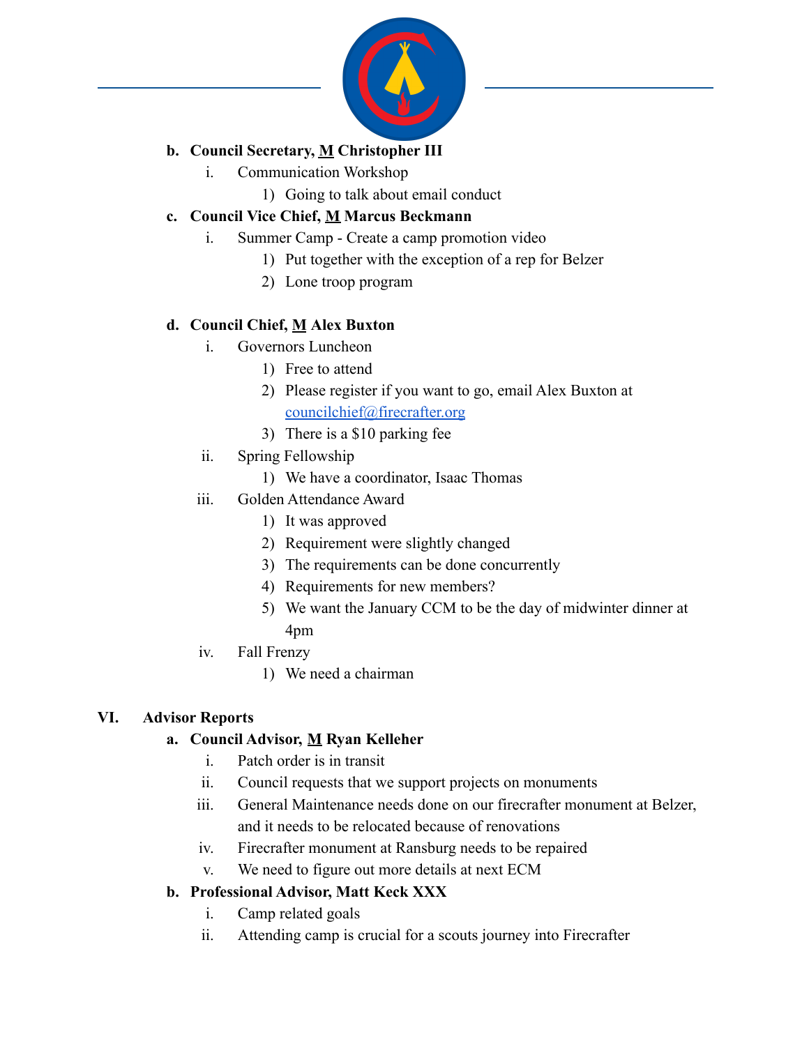b. **Council Secretary, <u>M</u> Christopher III**
   i. Communication Workshop
      1) Going to talk about email conduct

c. **Council Vice Chief, <u>M</u> Marcus Beckmann**
   i. Summer Camp - Create a camp promotion video
      1) Put together with the exception of a rep for Belzer
      2) Lone troop program

d. **Council Chief, <u>M</u> Alex Buxton**
   i. Governors Luncheon
      1) Free to attend
      2) Please register if you want to go, email Alex Buxton at councilchief@firecrafter.org
      3) There is a $10 parking fee
   ii. Spring Fellowship
      1) We have a coordinator, Isaac Thomas
   iii. Golden Attendance Award
      1) It was approved
      2) Requirement were slightly changed
      3) The requirements can be done concurrently
      4) Requirements for new members?
      5) We want the January CCM to be the day of midwinter dinner at 4pm
   iv. Fall Frenzy
      1) We need a chairman

## VI. Advisor Reports

a. **Council Advisor, <u>M</u> Ryan Kelleher**
   i. Patch order is in transit
   ii. Council requests that we support projects on monuments
   iii. General Maintenance needs done on our firecrafter monument at Belzer, and it needs to be relocated because of renovations
   iv. Firecrafter monument at Ransburg needs to be repaired
   v. We need to figure out more details at next ECM

b. **Professional Advisor, Matt Keck XXX**
   i. Camp related goals
   ii. Attending camp is crucial for a scouts journey into Firecrafter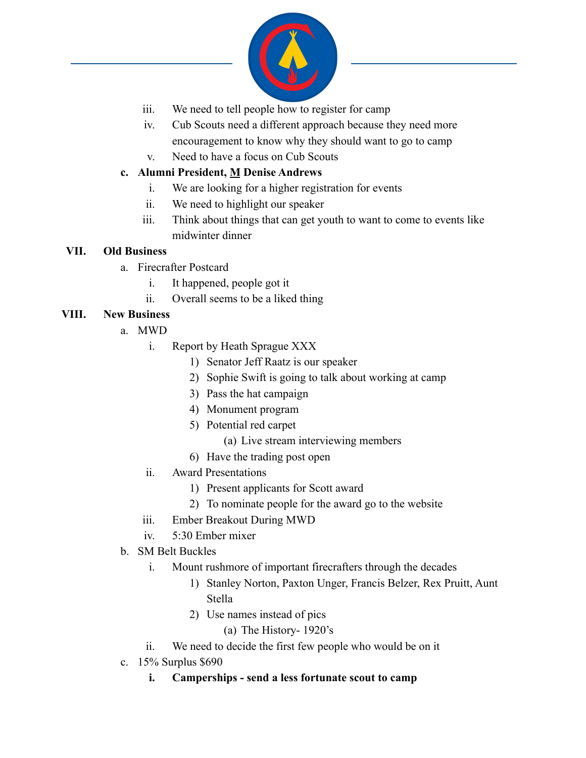iii. We need to tell people how to register for camp

iv. Cub Scouts need a different approach because they need more encouragement to know why they should want to go to camp

v. Need to have a focus on Cub Scouts

**c. Alumni President, <u>M</u> Denise Andrews**

i. We are looking for a higher registration for events

ii. We need to highlight our speaker

iii. Think about things that can get youth to want to come to events like midwinter dinner

## VII. Old Business

a. Firecrafter Postcard

i. It happened, people got it

ii. Overall seems to be a liked thing

## VIII. New Business

a. MWD

i. Report by Heath Sprague XXX

1) Senator Jeff Raatz is our speaker

2) Sophie Swift is going to talk about working at camp

3) Pass the hat campaign

4) Monument program

5) Potential red carpet

(a) Live stream interviewing members

6) Have the trading post open

ii. Award Presentations

1) Present applicants for Scott award

2) To nominate people for the award go to the website

iii. Ember Breakout During MWD

iv. 5:30 Ember mixer

b. SM Belt Buckles

i. Mount rushmore of important firecrafters through the decades

1) Stanley Norton, Paxton Unger, Francis Belzer, Rex Pruitt, Aunt Stella

2) Use names instead of pics

(a) The History- 1920's

ii. We need to decide the first few people who would be on it

c. 15% Surplus $690

**i. Camperships - send a less fortunate scout to camp**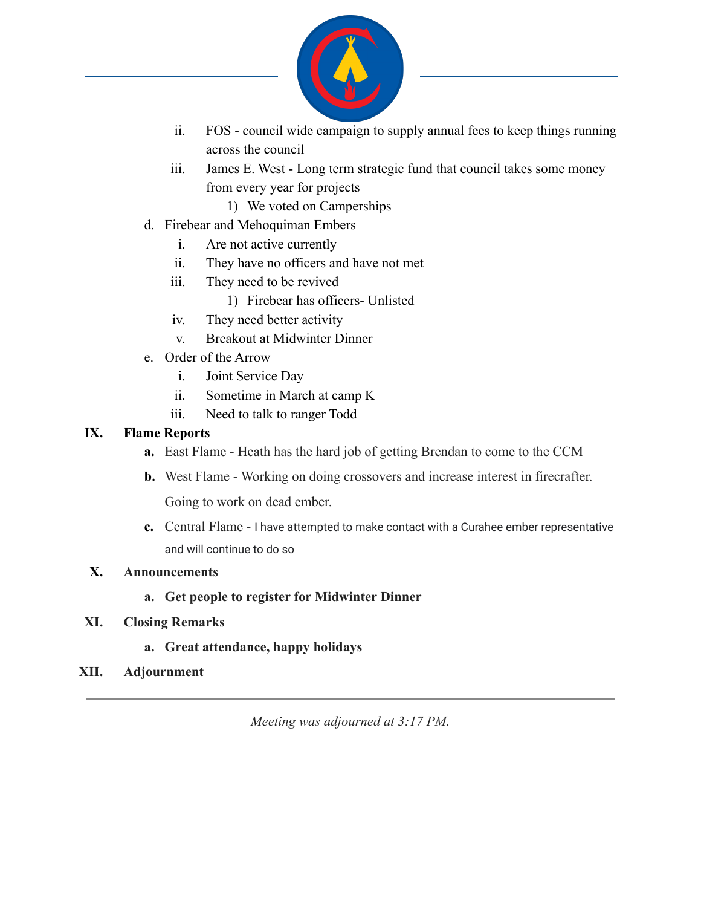ii. FOS - council wide campaign to supply annual fees to keep things running across the council
iii. James E. West - Long term strategic fund that council takes some money from every year for projects
    1) We voted on Camperships

d. Firebear and Mehoquiman Embers
    i. Are not active currently
    ii. They have no officers and have not met
    iii. They need to be revived
        1) Firebear has officers- Unlisted
    iv. They need better activity
    v. Breakout at Midwinter Dinner

e. Order of the Arrow
    i. Joint Service Day
    ii. Sometime in March at camp K
    iii. Need to talk to ranger Todd

**IX. Flame Reports**

**a.** East Flame - Heath has the hard job of getting Brendan to come to the CCM

**b.** West Flame - Working on doing crossovers and increase interest in firecrafter. Going to work on dead ember.

**c.** Central Flame - I have attempted to make contact with a Curahee ember representative and will continue to do so

**X. Announcements**

**a. Get people to register for Midwinter Dinner**

**XI. Closing Remarks**

**a. Great attendance, happy holidays**

**XII. Adjournment**

---

*Meeting was adjourned at 3:17 PM.*